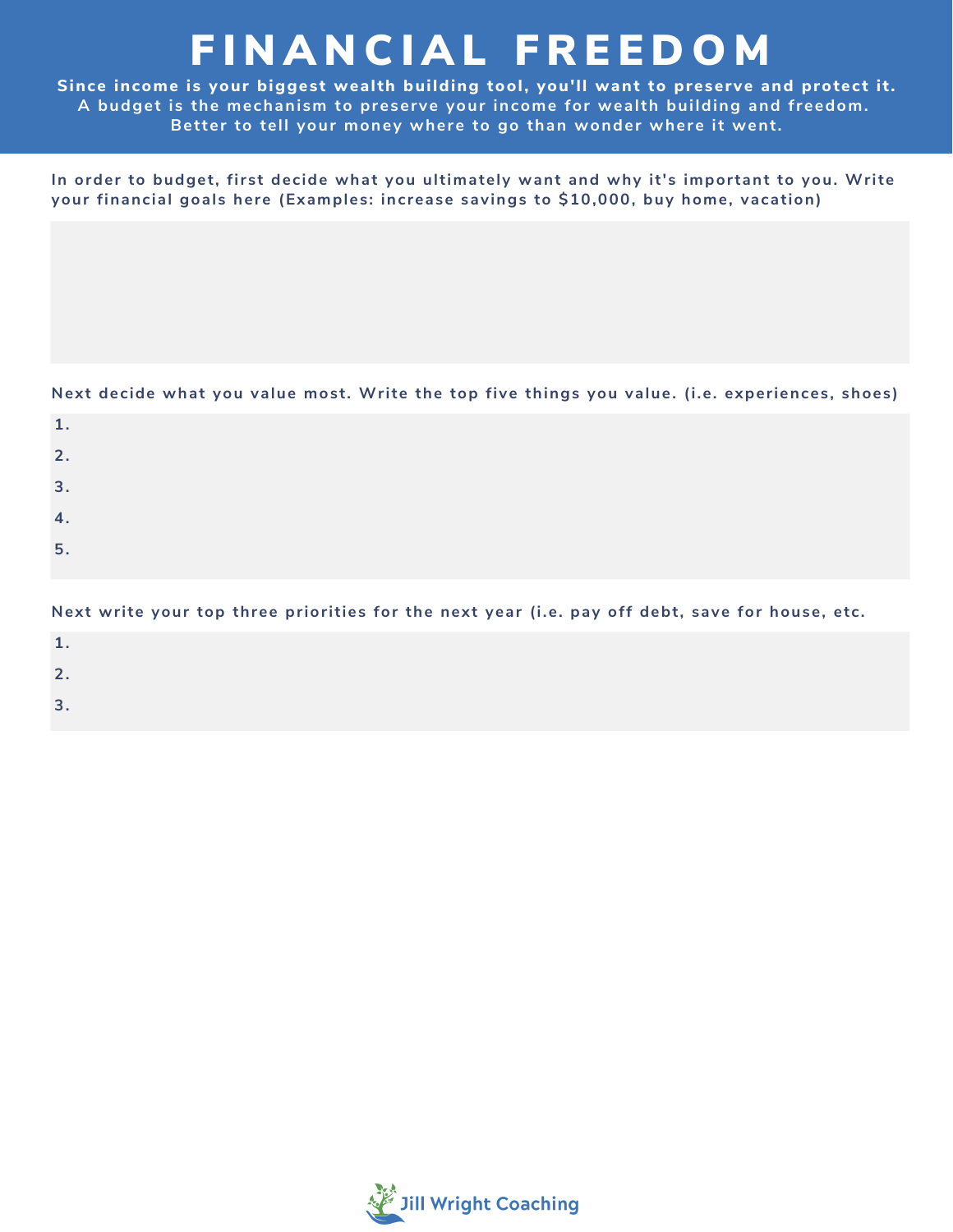# FINANCIAL FREEDOM

**Since income is your biggest wealth building tool, you'll want to preserve and protect it. A budget is the mechanism to preserve your income for wealth building and freedom. Better to tell your money where to go than wonder where it went.**

**In order to budget, first decide what you ultimately want and why it's important to you. Write your financial goals here (Examples: increase savings to $10,000, buy home, vacation)**

**Next decide what you value most. Write the top five things you value. (i.e. experiences, shoes)**

1.
2.
3.
4.
5.

**Next write your top three priorities for the next year (i.e. pay off debt, save for house, etc.**

1.
2.
3.

Jill Wright Coaching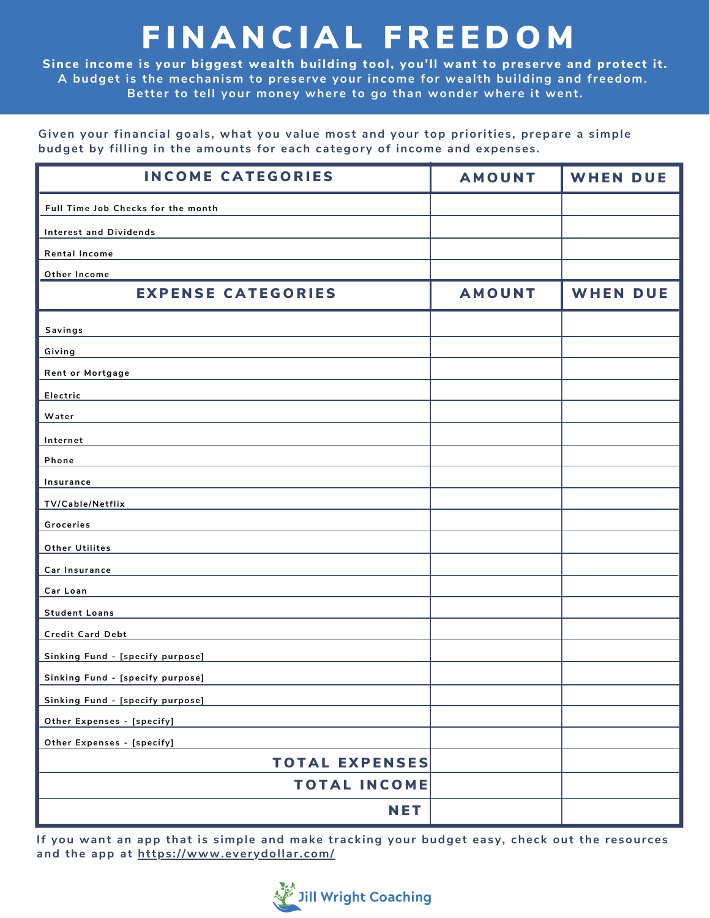# FINANCIAL FREEDOM

**Since income is your biggest wealth building tool, you'll want to preserve and protect it. A budget is the mechanism to preserve your income for wealth building and freedom. Better to tell your money where to go than wonder where it went.**

**Given your financial goals, what you value most and your top priorities, prepare a simple budget by filling in the amounts for each category of income and expenses.**

| INCOME CATEGORIES | AMOUNT | WHEN DUE |
|---|---|---|
| Full Time Job Checks for the month | | |
| Interest and Dividends | | |
| Rental Income | | |
| Other Income | | |
| **EXPENSE CATEGORIES** | **AMOUNT** | **WHEN DUE** |
| Savings | | |
| Giving | | |
| Rent or Mortgage | | |
| Electric | | |
| Water | | |
| Internet | | |
| Phone | | |
| Insurance | | |
| TV/Cable/Netflix | | |
| Groceries | | |
| Other Utilites | | |
| Car Insurance | | |
| Car Loan | | |
| Student Loans | | |
| Credit Card Debt | | |
| Sinking Fund - [specify purpose] | | |
| Sinking Fund - [specify purpose] | | |
| Sinking Fund - [specify purpose] | | |
| Other Expenses - [specify] | | |
| Other Expenses - [specify] | | |
| **TOTAL EXPENSES** | | |
| **TOTAL INCOME** | | |
| **NET** | | |

**If you want an app that is simple and make tracking your budget easy, check out the resources and the app at https://www.everydollar.com/**

Jill Wright Coaching